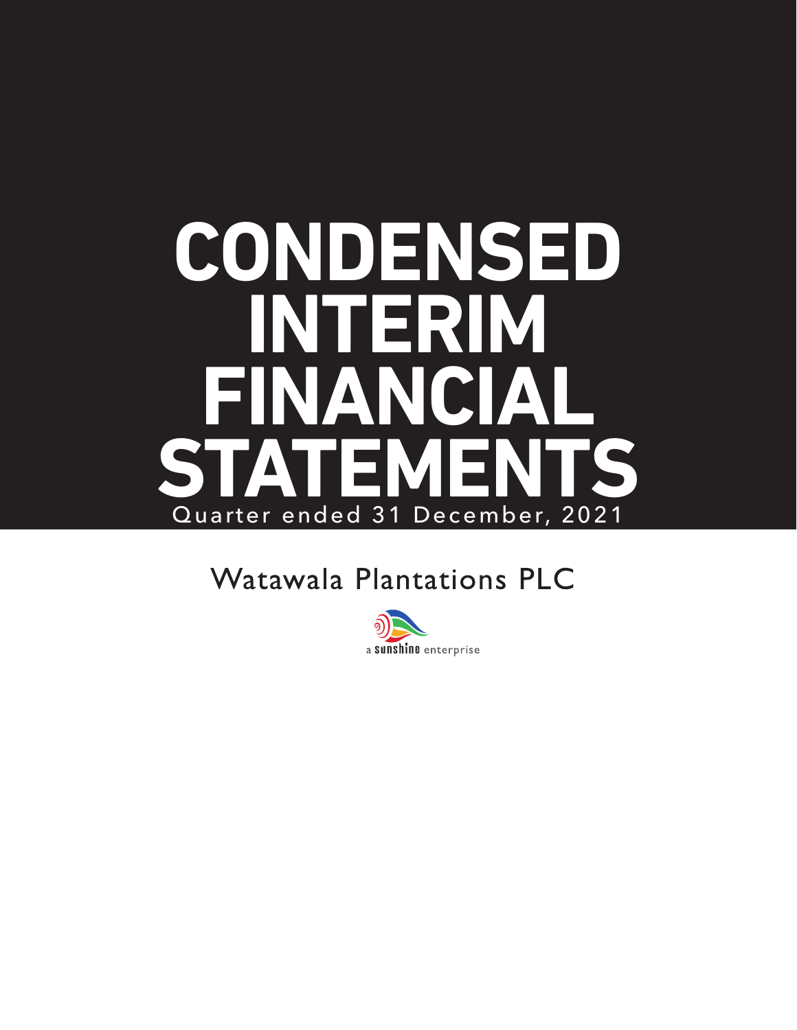# CONDENSED INTERIM FINANCIAL STATEMENTS

Quarter ended 31 December, 2021

## Watawala Plantations PLC

a sunshine enterprise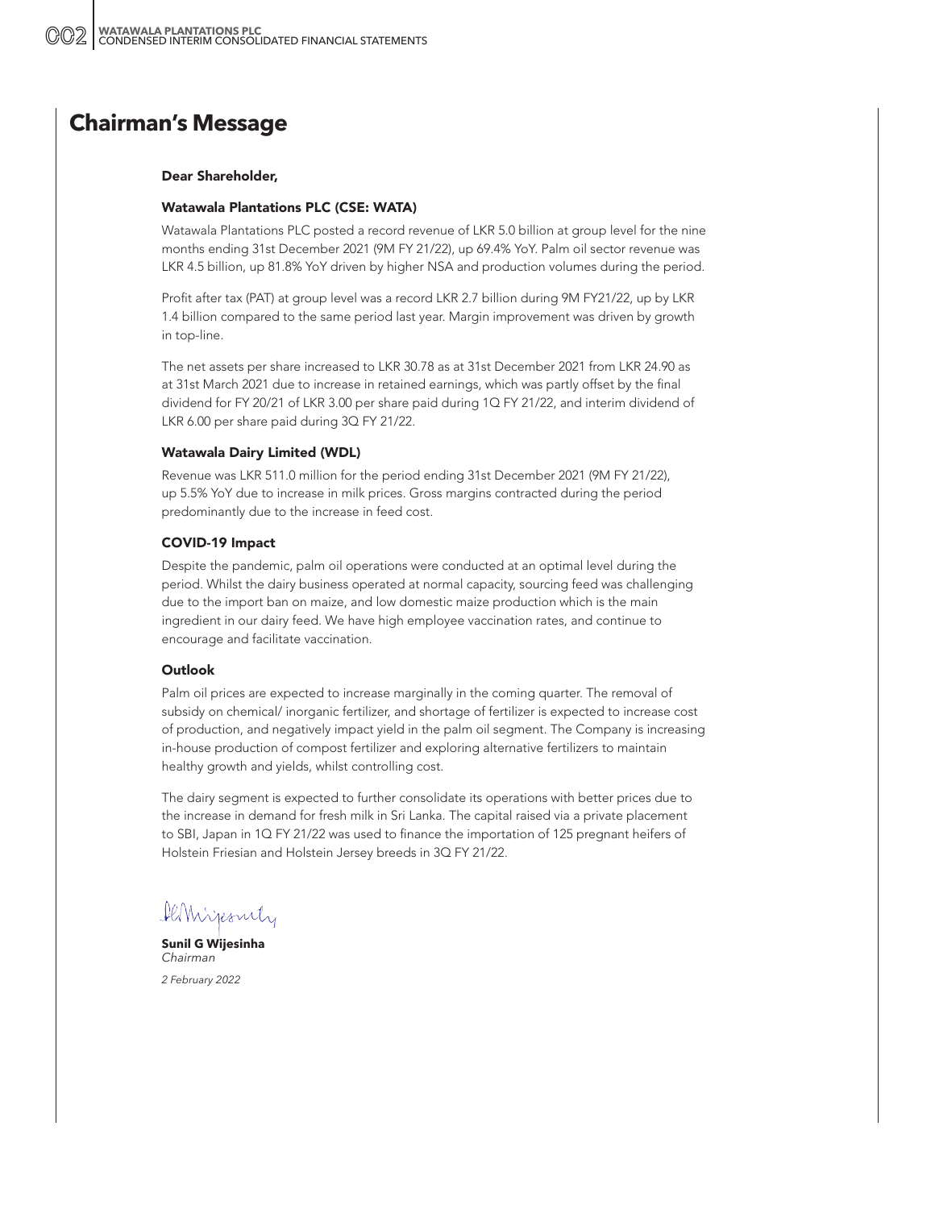# Chairman's Message

**Dear Shareholder,**

### Watawala Plantations PLC (CSE: WATA)

Watawala Plantations PLC posted a record revenue of LKR 5.0 billion at group level for the nine months ending 31st December 2021 (9M FY 21/22), up 69.4% YoY. Palm oil sector revenue was LKR 4.5 billion, up 81.8% YoY driven by higher NSA and production volumes during the period.

Profit after tax (PAT) at group level was a record LKR 2.7 billion during 9M FY21/22, up by LKR 1.4 billion compared to the same period last year. Margin improvement was driven by growth in top-line.

The net assets per share increased to LKR 30.78 as at 31st December 2021 from LKR 24.90 as at 31st March 2021 due to increase in retained earnings, which was partly offset by the final dividend for FY 20/21 of LKR 3.00 per share paid during 1Q FY 21/22, and interim dividend of LKR 6.00 per share paid during 3Q FY 21/22.

### Watawala Dairy Limited (WDL)

Revenue was LKR 511.0 million for the period ending 31st December 2021 (9M FY 21/22), up 5.5% YoY due to increase in milk prices. Gross margins contracted during the period predominantly due to the increase in feed cost.

### COVID-19 Impact

Despite the pandemic, palm oil operations were conducted at an optimal level during the period. Whilst the dairy business operated at normal capacity, sourcing feed was challenging due to the import ban on maize, and low domestic maize production which is the main ingredient in our dairy feed. We have high employee vaccination rates, and continue to encourage and facilitate vaccination.

### Outlook

Palm oil prices are expected to increase marginally in the coming quarter. The removal of subsidy on chemical/ inorganic fertilizer, and shortage of fertilizer is expected to increase cost of production, and negatively impact yield in the palm oil segment. The Company is increasing in-house production of compost fertilizer and exploring alternative fertilizers to maintain healthy growth and yields, whilst controlling cost.

The dairy segment is expected to further consolidate its operations with better prices due to the increase in demand for fresh milk in Sri Lanka. The capital raised via a private placement to SBI, Japan in 1Q FY 21/22 was used to finance the importation of 125 pregnant heifers of Holstein Friesian and Holstein Jersey breeds in 3Q FY 21/22.

**Sunil G Wijesinha**
*Chairman*

*2 February 2022*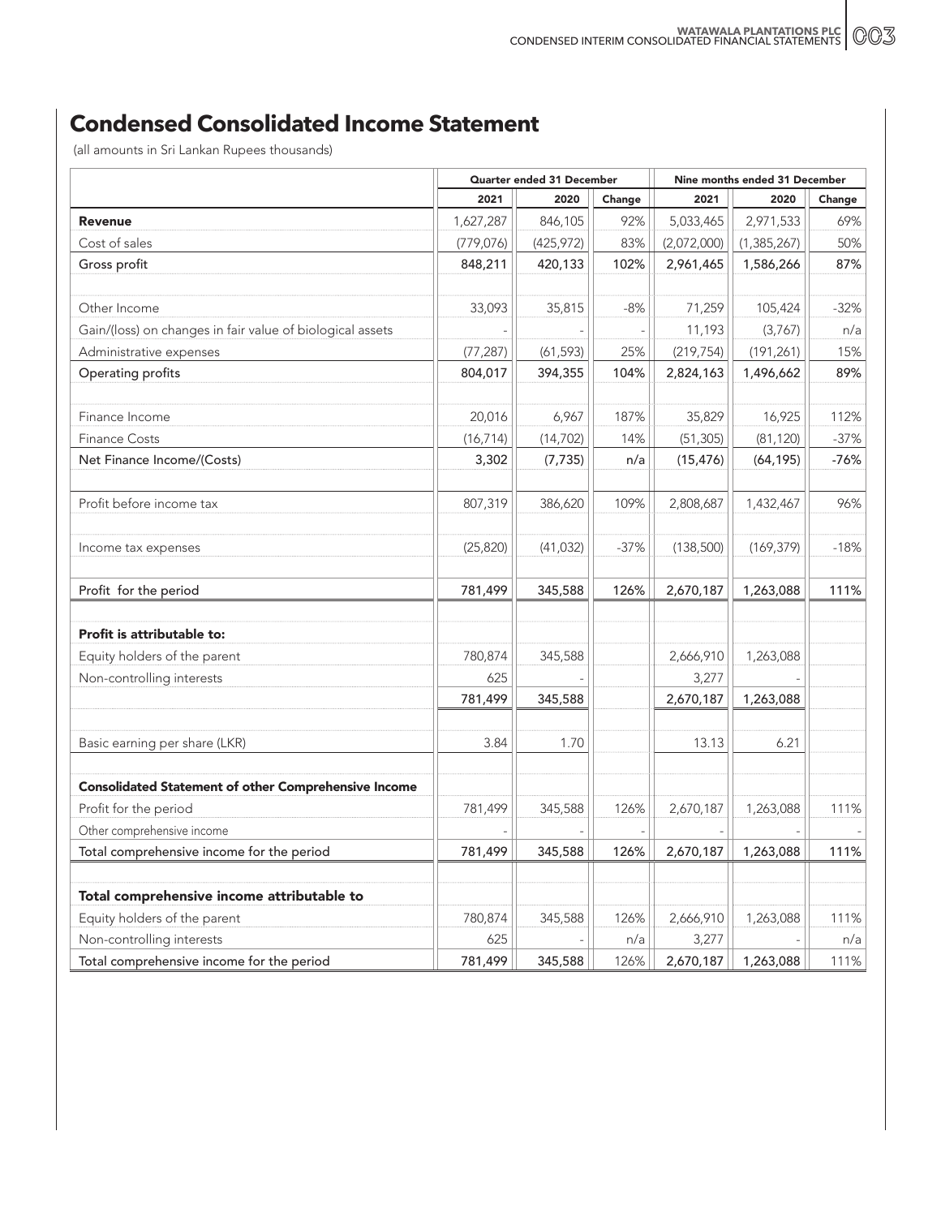# Condensed Consolidated Income Statement

(all amounts in Sri Lankan Rupees thousands)

| | Quarter ended 31 December | | | Nine months ended 31 December | | |
|---|---|---|---|---|---|---|
| | 2021 | 2020 | Change | 2021 | 2020 | Change |
| **Revenue** | 1,627,287 | 846,105 | 92% | 5,033,465 | 2,971,533 | 69% |
| Cost of sales | (779,076) | (425,972) | 83% | (2,072,000) | (1,385,267) | 50% |
| Gross profit | 848,211 | 420,133 | 102% | 2,961,465 | 1,586,266 | 87% |
| | | | | | | |
| Other Income | 33,093 | 35,815 | -8% | 71,259 | 105,424 | -32% |
| Gain/(loss) on changes in fair value of biological assets | - | - | - | 11,193 | (3,767) | n/a |
| Administrative expenses | (77,287) | (61,593) | 25% | (219,754) | (191,261) | 15% |
| Operating profits | 804,017 | 394,355 | 104% | 2,824,163 | 1,496,662 | 89% |
| | | | | | | |
| Finance Income | 20,016 | 6,967 | 187% | 35,829 | 16,925 | 112% |
| Finance Costs | (16,714) | (14,702) | 14% | (51,305) | (81,120) | -37% |
| Net Finance Income/(Costs) | 3,302 | (7,735) | n/a | (15,476) | (64,195) | -76% |
| | | | | | | |
| Profit before income tax | 807,319 | 386,620 | 109% | 2,808,687 | 1,432,467 | 96% |
| | | | | | | |
| Income tax expenses | (25,820) | (41,032) | -37% | (138,500) | (169,379) | -18% |
| | | | | | | |
| Profit for the period | 781,499 | 345,588 | 126% | 2,670,187 | 1,263,088 | 111% |
| | | | | | | |
| **Profit is attributable to:** | | | | | | |
| Equity holders of the parent | 780,874 | 345,588 | | 2,666,910 | 1,263,088 | |
| Non-controlling interests | 625 | - | | 3,277 | - | |
| | 781,499 | 345,588 | | 2,670,187 | 1,263,088 | |
| | | | | | | |
| Basic earning per share (LKR) | 3.84 | 1.70 | | 13.13 | 6.21 | |
| | | | | | | |
| **Consolidated Statement of other Comprehensive Income** | | | | | | |
| Profit for the period | 781,499 | 345,588 | 126% | 2,670,187 | 1,263,088 | 111% |
| Other comprehensive income | - | - | - | - | - | - |
| Total comprehensive income for the period | 781,499 | 345,588 | 126% | 2,670,187 | 1,263,088 | 111% |
| | | | | | | |
| **Total comprehensive income attributable to** | | | | | | |
| Equity holders of the parent | 780,874 | 345,588 | 126% | 2,666,910 | 1,263,088 | 111% |
| Non-controlling interests | 625 | - | n/a | 3,277 | - | n/a |
| Total comprehensive income for the period | 781,499 | 345,588 | 126% | 2,670,187 | 1,263,088 | 111% |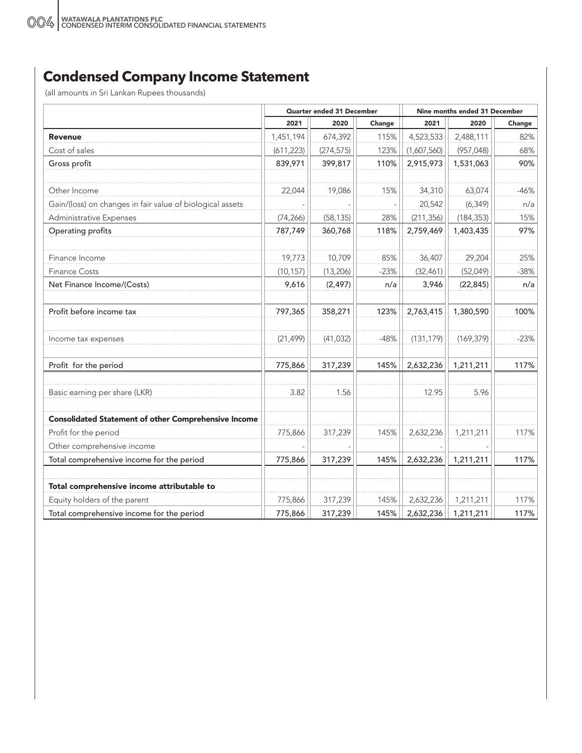## Condensed Company Income Statement

(all amounts in Sri Lankan Rupees thousands)

| | Quarter ended 31 December | | | Nine months ended 31 December | | |
|---|---|---|---|---|---|---|
| | 2021 | 2020 | Change | 2021 | 2020 | Change |
| **Revenue** | 1,451,194 | 674,392 | 115% | 4,523,533 | 2,488,111 | 82% |
| Cost of sales | (611,223) | (274,575) | 123% | (1,607,560) | (957,048) | 68% |
| Gross profit | 839,971 | 399,817 | 110% | 2,915,973 | 1,531,063 | 90% |
| | | | | | | |
| Other Income | 22,044 | 19,086 | 15% | 34,310 | 63,074 | -46% |
| Gain/(loss) on changes in fair value of biological assets | - | - | - | 20,542 | (6,349) | n/a |
| Administrative Expenses | (74,266) | (58,135) | 28% | (211,356) | (184,353) | 15% |
| Operating profits | 787,749 | 360,768 | 118% | 2,759,469 | 1,403,435 | 97% |
| | | | | | | |
| Finance Income | 19,773 | 10,709 | 85% | 36,407 | 29,204 | 25% |
| Finance Costs | (10,157) | (13,206) | -23% | (32,461) | (52,049) | -38% |
| Net Finance Income/(Costs) | 9,616 | (2,497) | n/a | 3,946 | (22,845) | n/a |
| | | | | | | |
| Profit before income tax | 797,365 | 358,271 | 123% | 2,763,415 | 1,380,590 | 100% |
| | | | | | | |
| Income tax expenses | (21,499) | (41,032) | -48% | (131,179) | (169,379) | -23% |
| | | | | | | |
| Profit for the period | 775,866 | 317,239 | 145% | 2,632,236 | 1,211,211 | 117% |
| | | | | | | |
| Basic earning per share (LKR) | 3.82 | 1.56 | | 12.95 | 5.96 | |
| | | | | | | |
| **Consolidated Statement of other Comprehensive Income** | | | | | | |
| Profit for the period | 775,866 | 317,239 | 145% | 2,632,236 | 1,211,211 | 117% |
| Other comprehensive income | - | - | | - | - | |
| Total comprehensive income for the period | 775,866 | 317,239 | 145% | 2,632,236 | 1,211,211 | 117% |
| | | | | | | |
| **Total comprehensive income attributable to** | | | | | | |
| Equity holders of the parent | 775,866 | 317,239 | 145% | 2,632,236 | 1,211,211 | 117% |
| Total comprehensive income for the period | 775,866 | 317,239 | 145% | 2,632,236 | 1,211,211 | 117% |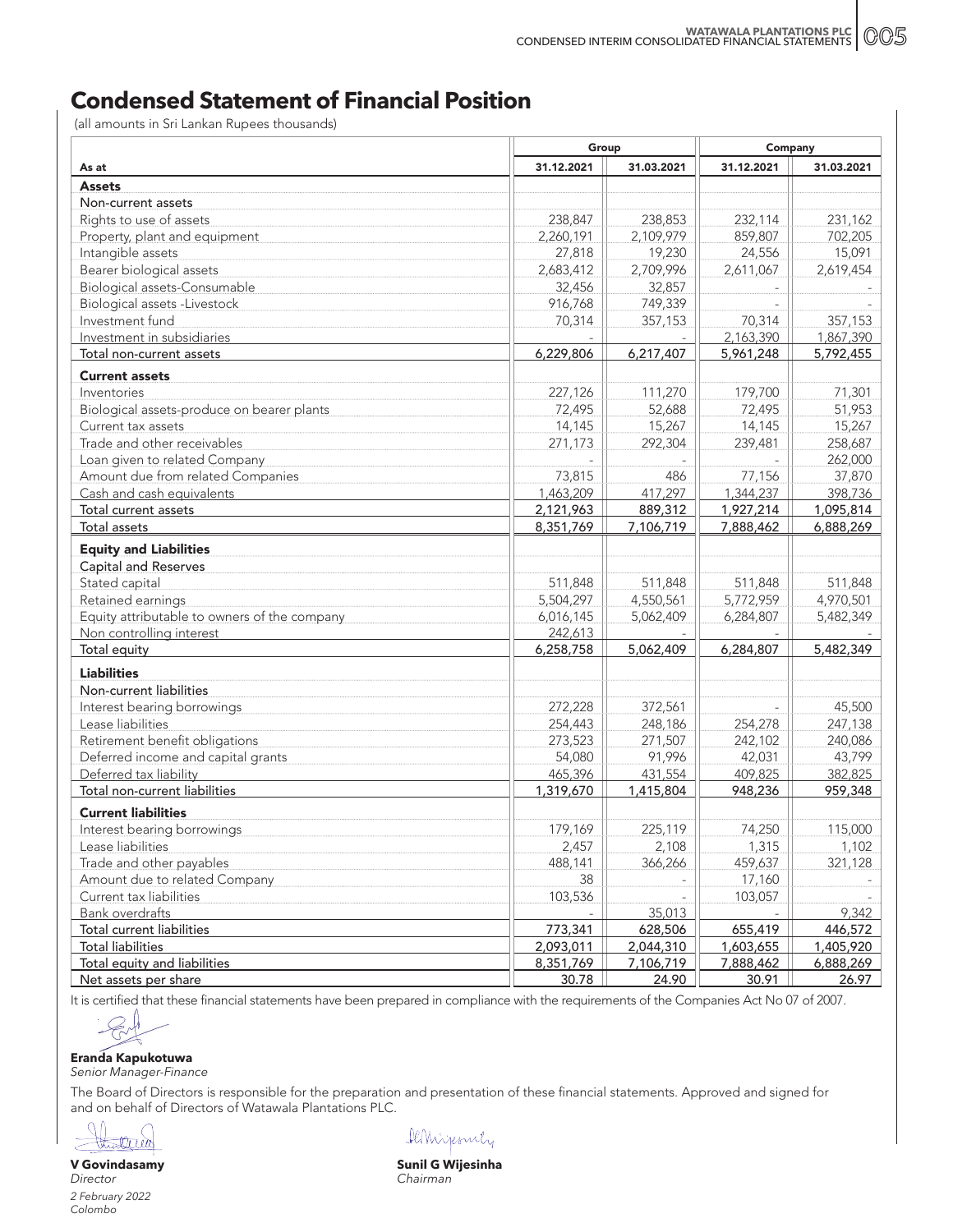# Condensed Statement of Financial Position

(all amounts in Sri Lankan Rupees thousands)

| | Group | | Company | |
|---|---|---|---|---|
| As at | 31.12.2021 | 31.03.2021 | 31.12.2021 | 31.03.2021 |
| **Assets** | | | | |
| Non-current assets | | | | |
| Rights to use of assets | 238,847 | 238,853 | 232,114 | 231,162 |
| Property, plant and equipment | 2,260,191 | 2,109,979 | 859,807 | 702,205 |
| Intangible assets | 27,818 | 19,230 | 24,556 | 15,091 |
| Bearer biological assets | 2,683,412 | 2,709,996 | 2,611,067 | 2,619,454 |
| Biological assets-Consumable | 32,456 | 32,857 | - | - |
| Biological assets -Livestock | 916,768 | 749,339 | - | - |
| Investment fund | 70,314 | 357,153 | 70,314 | 357,153 |
| Investment in subsidiaries | - | - | 2,163,390 | 1,867,390 |
| Total non-current assets | 6,229,806 | 6,217,407 | 5,961,248 | 5,792,455 |
| **Current assets** | | | | |
| Inventories | 227,126 | 111,270 | 179,700 | 71,301 |
| Biological assets-produce on bearer plants | 72,495 | 52,688 | 72,495 | 51,953 |
| Current tax assets | 14,145 | 15,267 | 14,145 | 15,267 |
| Trade and other receivables | 271,173 | 292,304 | 239,481 | 258,687 |
| Loan given to related Company | - | - | - | 262,000 |
| Amount due from related Companies | 73,815 | 486 | 77,156 | 37,870 |
| Cash and cash equivalents | 1,463,209 | 417,297 | 1,344,237 | 398,736 |
| Total current assets | 2,121,963 | 889,312 | 1,927,214 | 1,095,814 |
| Total assets | 8,351,769 | 7,106,719 | 7,888,462 | 6,888,269 |
| **Equity and Liabilities** | | | | |
| Capital and Reserves | | | | |
| Stated capital | 511,848 | 511,848 | 511,848 | 511,848 |
| Retained earnings | 5,504,297 | 4,550,561 | 5,772,959 | 4,970,501 |
| Equity attributable to owners of the company | 6,016,145 | 5,062,409 | 6,284,807 | 5,482,349 |
| Non controlling interest | 242,613 | - | - | - |
| Total equity | 6,258,758 | 5,062,409 | 6,284,807 | 5,482,349 |
| **Liabilities** | | | | |
| Non-current liabilities | | | | |
| Interest bearing borrowings | 272,228 | 372,561 | - | 45,500 |
| Lease liabilities | 254,443 | 248,186 | 254,278 | 247,138 |
| Retirement benefit obligations | 273,523 | 271,507 | 242,102 | 240,086 |
| Deferred income and capital grants | 54,080 | 91,996 | 42,031 | 43,799 |
| Deferred tax liability | 465,396 | 431,554 | 409,825 | 382,825 |
| Total non-current liabilities | 1,319,670 | 1,415,804 | 948,236 | 959,348 |
| **Current liabilities** | | | | |
| Interest bearing borrowings | 179,169 | 225,119 | 74,250 | 115,000 |
| Lease liabilities | 2,457 | 2,108 | 1,315 | 1,102 |
| Trade and other payables | 488,141 | 366,266 | 459,637 | 321,128 |
| Amount due to related Company | 38 | - | 17,160 | - |
| Current tax liabilities | 103,536 | - | 103,057 | - |
| Bank overdrafts | - | 35,013 | - | 9,342 |
| Total current liabilities | 773,341 | 628,506 | 655,419 | 446,572 |
| Total liabilities | 2,093,011 | 2,044,310 | 1,603,655 | 1,405,920 |
| Total equity and liabilities | 8,351,769 | 7,106,719 | 7,888,462 | 6,888,269 |
| Net assets per share | 30.78 | 24.90 | 30.91 | 26.97 |

It is certified that these financial statements have been prepared in compliance with the requirements of the Companies Act No 07 of 2007.

**Eranda Kapukotuwa**
*Senior Manager-Finance*

The Board of Directors is responsible for the preparation and presentation of these financial statements. Approved and signed for and on behalf of Directors of Watawala Plantations PLC.

**V Govindasamy**
*Director*

**Sunil G Wijesinha**
*Chairman*

*2 February 2022*
*Colombo*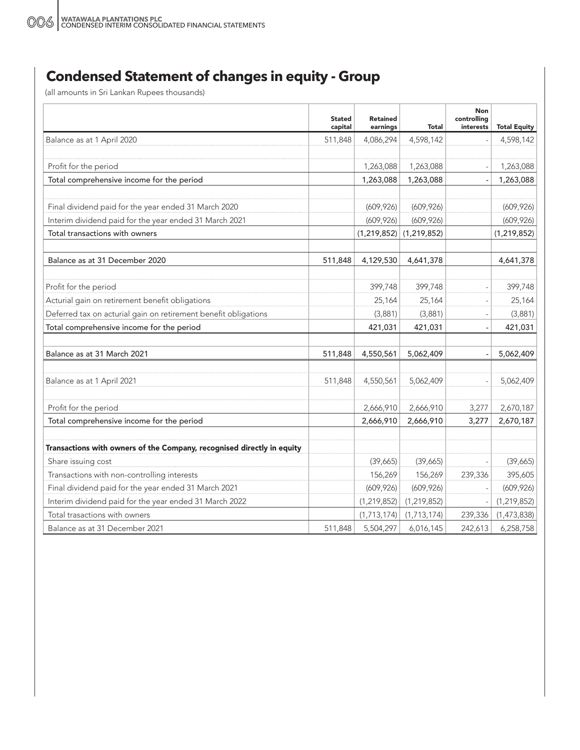# Condensed Statement of changes in equity - Group

(all amounts in Sri Lankan Rupees thousands)

| | Stated capital | Retained earnings | Total | Non controlling interests | Total Equity |
|---|---|---|---|---|---|
| Balance as at 1 April 2020 | 511,848 | 4,086,294 | 4,598,142 | - | 4,598,142 |
| | | | | | |
| Profit for the period | | 1,263,088 | 1,263,088 | - | 1,263,088 |
| Total comprehensive income for the period | | 1,263,088 | 1,263,088 | - | 1,263,088 |
| | | | | | |
| Final dividend paid for the year ended 31 March 2020 | | (609,926) | (609,926) | | (609,926) |
| Interim dividend paid for the year ended 31 March 2021 | | (609,926) | (609,926) | | (609,926) |
| Total transactions with owners | | (1,219,852) | (1,219,852) | | (1,219,852) |
| | | | | | |
| Balance as at 31 December 2020 | 511,848 | 4,129,530 | 4,641,378 | | 4,641,378 |
| | | | | | |
| Profit for the period | | 399,748 | 399,748 | - | 399,748 |
| Acturial gain on retirement benefit obligations | | 25,164 | 25,164 | - | 25,164 |
| Deferred tax on acturial gain on retirement benefit obligations | | (3,881) | (3,881) | - | (3,881) |
| Total comprehensive income for the period | | 421,031 | 421,031 | - | 421,031 |
| | | | | | |
| Balance as at 31 March 2021 | 511,848 | 4,550,561 | 5,062,409 | - | 5,062,409 |
| | | | | | |
| Balance as at 1 April 2021 | 511,848 | 4,550,561 | 5,062,409 | - | 5,062,409 |
| | | | | | |
| Profit for the period | | 2,666,910 | 2,666,910 | 3,277 | 2,670,187 |
| Total comprehensive income for the period | | 2,666,910 | 2,666,910 | 3,277 | 2,670,187 |
| | | | | | |
| **Transactions with owners of the Company, recognised directly in equity** | | | | | |
| Share issuing cost | | (39,665) | (39,665) | - | (39,665) |
| Transactions with non-controlling interests | | 156,269 | 156,269 | 239,336 | 395,605 |
| Final dividend paid for the year ended 31 March 2021 | | (609,926) | (609,926) | - | (609,926) |
| Interim dividend paid for the year ended 31 March 2022 | | (1,219,852) | (1,219,852) | - | (1,219,852) |
| Total trasactions with owners | | (1,713,174) | (1,713,174) | 239,336 | (1,473,838) |
| Balance as at 31 December 2021 | 511,848 | 5,504,297 | 6,016,145 | 242,613 | 6,258,758 |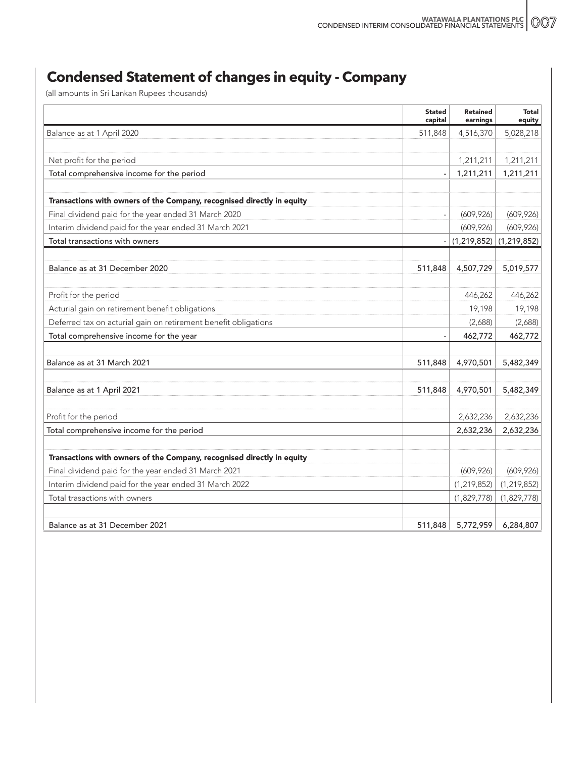# Condensed Statement of changes in equity - Company

(all amounts in Sri Lankan Rupees thousands)

| | Stated capital | Retained earnings | Total equity |
|---|---|---|---|
| Balance as at 1 April 2020 | 511,848 | 4,516,370 | 5,028,218 |
| | | | |
| Net profit for the period | | 1,211,211 | 1,211,211 |
| Total comprehensive income for the period | - | 1,211,211 | 1,211,211 |
| | | | |
| **Transactions with owners of the Company, recognised directly in equity** | | | |
| Final dividend paid for the year ended 31 March 2020 | - | (609,926) | (609,926) |
| Interim dividend paid for the year ended 31 March 2021 | | (609,926) | (609,926) |
| Total transactions with owners | - | (1,219,852) | (1,219,852) |
| | | | |
| Balance as at 31 December 2020 | 511,848 | 4,507,729 | 5,019,577 |
| | | | |
| Profit for the period | | 446,262 | 446,262 |
| Acturial gain on retirement benefit obligations | | 19,198 | 19,198 |
| Deferred tax on acturial gain on retirement benefit obligations | | (2,688) | (2,688) |
| Total comprehensive income for the year | - | 462,772 | 462,772 |
| | | | |
| Balance as at 31 March 2021 | 511,848 | 4,970,501 | 5,482,349 |
| | | | |
| Balance as at 1 April 2021 | 511,848 | 4,970,501 | 5,482,349 |
| | | | |
| Profit for the period | | 2,632,236 | 2,632,236 |
| Total comprehensive income for the period | | 2,632,236 | 2,632,236 |
| | | | |
| **Transactions with owners of the Company, recognised directly in equity** | | | |
| Final dividend paid for the year ended 31 March 2021 | | (609,926) | (609,926) |
| Interim dividend paid for the year ended 31 March 2022 | | (1,219,852) | (1,219,852) |
| Total trasactions with owners | | (1,829,778) | (1,829,778) |
| | | | |
| Balance as at 31 December 2021 | 511,848 | 5,772,959 | 6,284,807 |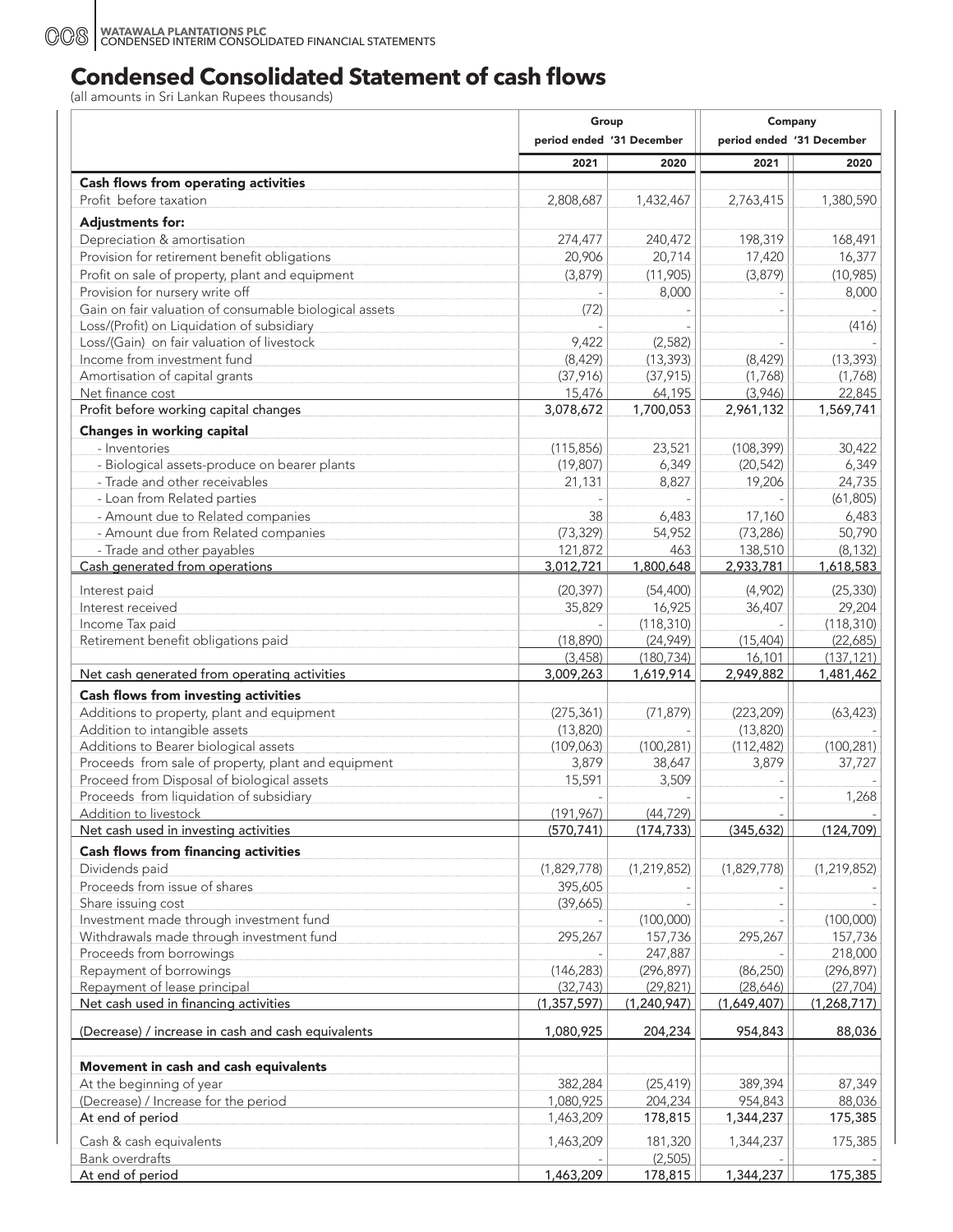# Condensed Consolidated Statement of cash flows

(all amounts in Sri Lankan Rupees thousands)

| | Group | | Company | |
|---|---|---|---|---|
| | period ended '31 December | | period ended '31 December | |
| | 2021 | 2020 | 2021 | 2020 |
| **Cash flows from operating activities** | | | | |
| Profit before taxation | 2,808,687 | 1,432,467 | 2,763,415 | 1,380,590 |
| **Adjustments for:** | | | | |
| Depreciation & amortisation | 274,477 | 240,472 | 198,319 | 168,491 |
| Provision for retirement benefit obligations | 20,906 | 20,714 | 17,420 | 16,377 |
| Profit on sale of property, plant and equipment | (3,879) | (11,905) | (3,879) | (10,985) |
| Provision for nursery write off | - | 8,000 | - | 8,000 |
| Gain on fair valuation of consumable biological assets | (72) | - | - | - |
| Loss/(Profit) on Liquidation of subsidiary | - | - | - | (416) |
| Loss/(Gain) on fair valuation of livestock | 9,422 | (2,582) | - | - |
| Income from investment fund | (8,429) | (13,393) | (8,429) | (13,393) |
| Amortisation of capital grants | (37,916) | (37,915) | (1,768) | (1,768) |
| Net finance cost | 15,476 | 64,195 | (3,946) | 22,845 |
| Profit before working capital changes | 3,078,672 | 1,700,053 | 2,961,132 | 1,569,741 |
| **Changes in working capital** | | | | |
| - Inventories | (115,856) | 23,521 | (108,399) | 30,422 |
| - Biological assets-produce on bearer plants | (19,807) | 6,349 | (20,542) | 6,349 |
| - Trade and other receivables | 21,131 | 8,827 | 19,206 | 24,735 |
| - Loan from Related parties | - | - | - | (61,805) |
| - Amount due to Related companies | 38 | 6,483 | 17,160 | 6,483 |
| - Amount due from Related companies | (73,329) | 54,952 | (73,286) | 50,790 |
| - Trade and other payables | 121,872 | 463 | 138,510 | (8,132) |
| Cash generated from operations | 3,012,721 | 1,800,648 | 2,933,781 | 1,618,583 |
| Interest paid | (20,397) | (54,400) | (4,902) | (25,330) |
| Interest received | 35,829 | 16,925 | 36,407 | 29,204 |
| Income Tax paid | - | (118,310) | - | (118,310) |
| Retirement benefit obligations paid | (18,890) | (24,949) | (15,404) | (22,685) |
| | (3,458) | (180,734) | 16,101 | (137,121) |
| Net cash generated from operating activities | 3,009,263 | 1,619,914 | 2,949,882 | 1,481,462 |
| **Cash flows from investing activities** | | | | |
| Additions to property, plant and equipment | (275,361) | (71,879) | (223,209) | (63,423) |
| Addition to intangible assets | (13,820) | - | (13,820) | - |
| Additions to Bearer biological assets | (109,063) | (100,281) | (112,482) | (100,281) |
| Proceeds from sale of property, plant and equipment | 3,879 | 38,647 | 3,879 | 37,727 |
| Proceed from Disposal of biological assets | 15,591 | 3,509 | - | - |
| Proceeds from liquidation of subsidiary | - | - | - | 1,268 |
| Addition to livestock | (191,967) | (44,729) | - | - |
| Net cash used in investing activities | (570,741) | (174,733) | (345,632) | (124,709) |
| **Cash flows from financing activities** | | | | |
| Dividends paid | (1,829,778) | (1,219,852) | (1,829,778) | (1,219,852) |
| Proceeds from issue of shares | 395,605 | - | - | - |
| Share issuing cost | (39,665) | - | - | - |
| Investment made through investment fund | - | (100,000) | - | (100,000) |
| Withdrawals made through investment fund | 295,267 | 157,736 | 295,267 | 157,736 |
| Proceeds from borrowings | - | 247,887 | - | 218,000 |
| Repayment of borrowings | (146,283) | (296,897) | (86,250) | (296,897) |
| Repayment of lease principal | (32,743) | (29,821) | (28,646) | (27,704) |
| Net cash used in financing activities | (1,357,597) | (1,240,947) | (1,649,407) | (1,268,717) |
| (Decrease) / increase in cash and cash equivalents | 1,080,925 | 204,234 | 954,843 | 88,036 |
| **Movement in cash and cash equivalents** | | | | |
| At the beginning of year | 382,284 | (25,419) | 389,394 | 87,349 |
| (Decrease) / Increase for the period | 1,080,925 | 204,234 | 954,843 | 88,036 |
| At end of period | 1,463,209 | 178,815 | 1,344,237 | 175,385 |
| Cash & cash equivalents | 1,463,209 | 181,320 | 1,344,237 | 175,385 |
| Bank overdrafts | - | (2,505) | - | - |
| At end of period | 1,463,209 | 178,815 | 1,344,237 | 175,385 |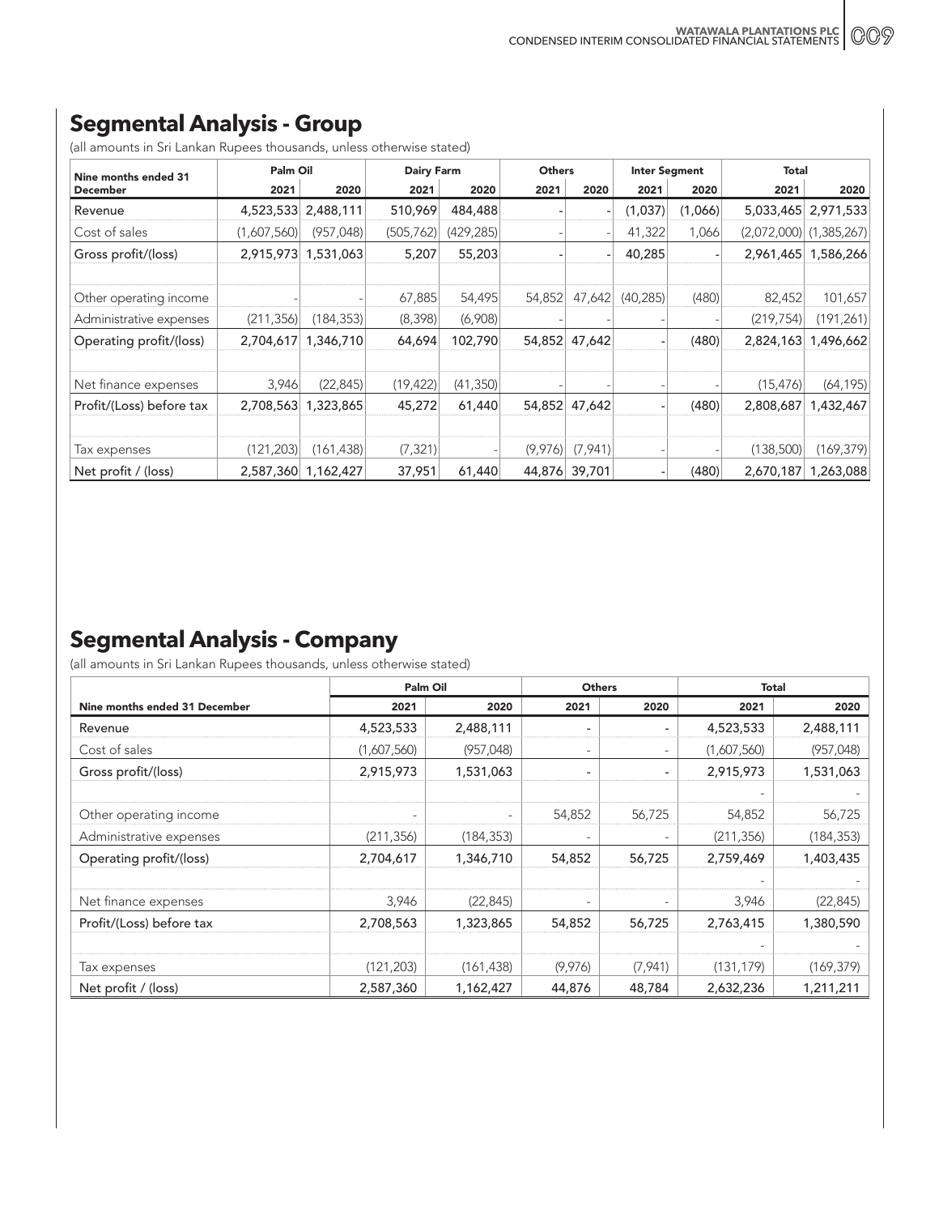## Segmental Analysis - Group

(all amounts in Sri Lankan Rupees thousands, unless otherwise stated)

| Nine months ended 31 December | Palm Oil | | Dairy Farm | | Others | | Inter Segment | | Total | |
|---|---|---|---|---|---|---|---|---|---|---|
| | 2021 | 2020 | 2021 | 2020 | 2021 | 2020 | 2021 | 2020 | 2021 | 2020 |
| Revenue | 4,523,533 | 2,488,111 | 510,969 | 484,488 | - | - | (1,037) | (1,066) | 5,033,465 | 2,971,533 |
| Cost of sales | (1,607,560) | (957,048) | (505,762) | (429,285) | - | - | 41,322 | 1,066 | (2,072,000) | (1,385,267) |
| Gross profit/(loss) | 2,915,973 | 1,531,063 | 5,207 | 55,203 | - | - | 40,285 | - | 2,961,465 | 1,586,266 |
| | | | | | | | | | | |
| Other operating income | - | - | 67,885 | 54,495 | 54,852 | 47,642 | (40,285) | (480) | 82,452 | 101,657 |
| Administrative expenses | (211,356) | (184,353) | (8,398) | (6,908) | - | - | - | - | (219,754) | (191,261) |
| Operating profit/(loss) | 2,704,617 | 1,346,710 | 64,694 | 102,790 | 54,852 | 47,642 | - | (480) | 2,824,163 | 1,496,662 |
| | | | | | | | | | | |
| Net finance expenses | 3,946 | (22,845) | (19,422) | (41,350) | - | - | - | - | (15,476) | (64,195) |
| Profit/(Loss) before tax | 2,708,563 | 1,323,865 | 45,272 | 61,440 | 54,852 | 47,642 | - | (480) | 2,808,687 | 1,432,467 |
| | | | | | | | | | | |
| Tax expenses | (121,203) | (161,438) | (7,321) | - | (9,976) | (7,941) | - | - | (138,500) | (169,379) |
| Net profit / (loss) | 2,587,360 | 1,162,427 | 37,951 | 61,440 | 44,876 | 39,701 | - | (480) | 2,670,187 | 1,263,088 |

## Segmental Analysis - Company

(all amounts in Sri Lankan Rupees thousands, unless otherwise stated)

| | Palm Oil | | Others | | Total | |
|---|---|---|---|---|---|---|
| Nine months ended 31 December | 2021 | 2020 | 2021 | 2020 | 2021 | 2020 |
| Revenue | 4,523,533 | 2,488,111 | - | - | 4,523,533 | 2,488,111 |
| Cost of sales | (1,607,560) | (957,048) | - | - | (1,607,560) | (957,048) |
| Gross profit/(loss) | 2,915,973 | 1,531,063 | - | - | 2,915,973 | 1,531,063 |
| | | | | | - | - |
| Other operating income | - | - | 54,852 | 56,725 | 54,852 | 56,725 |
| Administrative expenses | (211,356) | (184,353) | - | - | (211,356) | (184,353) |
| Operating profit/(loss) | 2,704,617 | 1,346,710 | 54,852 | 56,725 | 2,759,469 | 1,403,435 |
| | | | | | - | - |
| Net finance expenses | 3,946 | (22,845) | - | - | 3,946 | (22,845) |
| Profit/(Loss) before tax | 2,708,563 | 1,323,865 | 54,852 | 56,725 | 2,763,415 | 1,380,590 |
| | | | | | - | - |
| Tax expenses | (121,203) | (161,438) | (9,976) | (7,941) | (131,179) | (169,379) |
| Net profit / (loss) | 2,587,360 | 1,162,427 | 44,876 | 48,784 | 2,632,236 | 1,211,211 |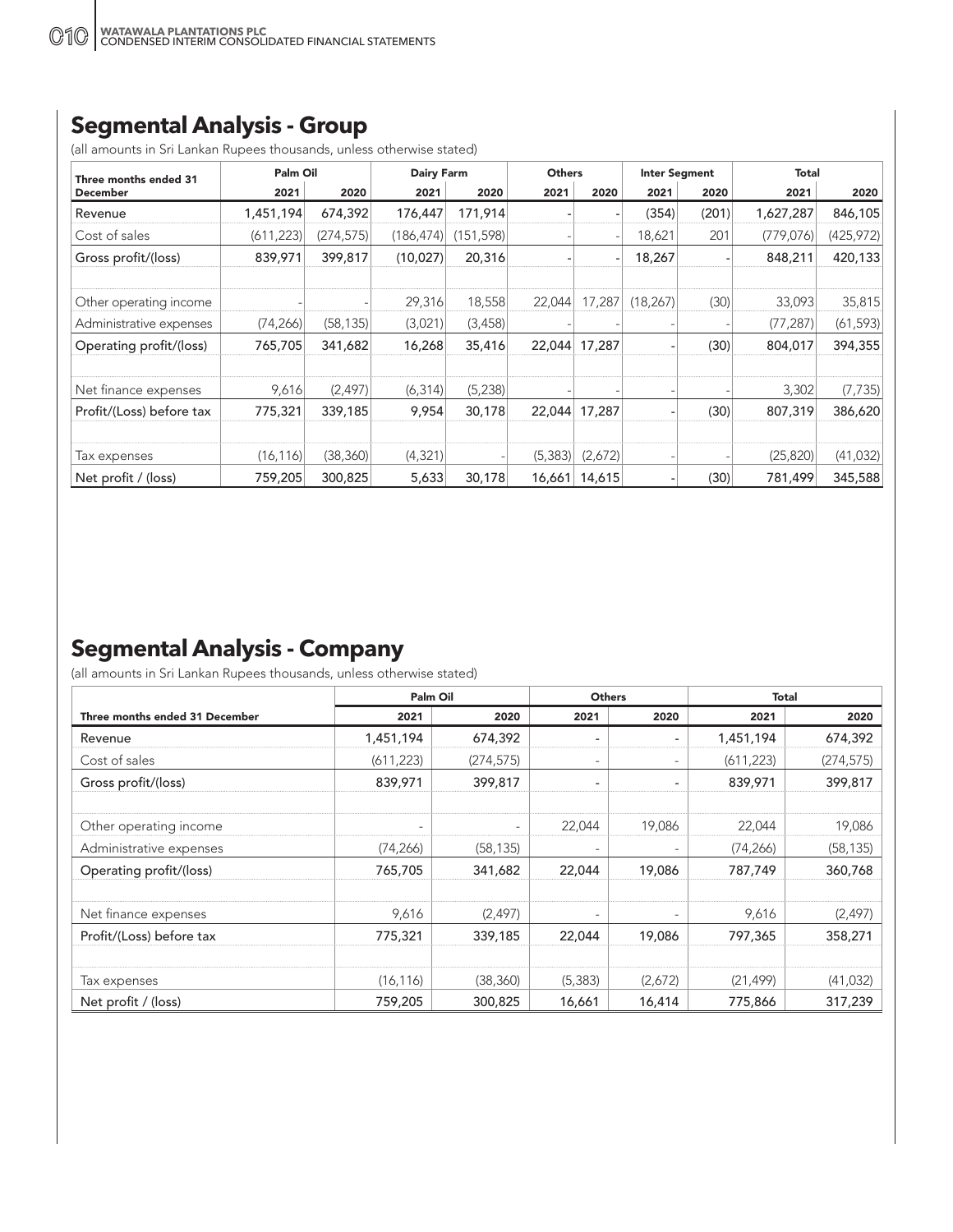## Segmental Analysis - Group

(all amounts in Sri Lankan Rupees thousands, unless otherwise stated)

| Three months ended 31 December | Palm Oil | | Dairy Farm | | Others | | Inter Segment | | Total | |
|---|---|---|---|---|---|---|---|---|---|---|
| | 2021 | 2020 | 2021 | 2020 | 2021 | 2020 | 2021 | 2020 | 2021 | 2020 |
| Revenue | 1,451,194 | 674,392 | 176,447 | 171,914 | - | - | (354) | (201) | 1,627,287 | 846,105 |
| Cost of sales | (611,223) | (274,575) | (186,474) | (151,598) | - | - | 18,621 | 201 | (779,076) | (425,972) |
| Gross profit/(loss) | 839,971 | 399,817 | (10,027) | 20,316 | - | - | 18,267 | - | 848,211 | 420,133 |
| | | | | | | | | | | |
| Other operating income | - | - | 29,316 | 18,558 | 22,044 | 17,287 | (18,267) | (30) | 33,093 | 35,815 |
| Administrative expenses | (74,266) | (58,135) | (3,021) | (3,458) | - | - | - | - | (77,287) | (61,593) |
| Operating profit/(loss) | 765,705 | 341,682 | 16,268 | 35,416 | 22,044 | 17,287 | - | (30) | 804,017 | 394,355 |
| | | | | | | | | | | |
| Net finance expenses | 9,616 | (2,497) | (6,314) | (5,238) | - | - | - | - | 3,302 | (7,735) |
| Profit/(Loss) before tax | 775,321 | 339,185 | 9,954 | 30,178 | 22,044 | 17,287 | - | (30) | 807,319 | 386,620 |
| | | | | | | | | | | |
| Tax expenses | (16,116) | (38,360) | (4,321) | - | (5,383) | (2,672) | - | - | (25,820) | (41,032) |
| Net profit / (loss) | 759,205 | 300,825 | 5,633 | 30,178 | 16,661 | 14,615 | - | (30) | 781,499 | 345,588 |

## Segmental Analysis - Company

(all amounts in Sri Lankan Rupees thousands, unless otherwise stated)

| | Palm Oil | | Others | | Total | |
|---|---|---|---|---|---|---|
| Three months ended 31 December | 2021 | 2020 | 2021 | 2020 | 2021 | 2020 |
| Revenue | 1,451,194 | 674,392 | - | - | 1,451,194 | 674,392 |
| Cost of sales | (611,223) | (274,575) | - | - | (611,223) | (274,575) |
| Gross profit/(loss) | 839,971 | 399,817 | - | - | 839,971 | 399,817 |
| | | | | | | |
| Other operating income | - | - | 22,044 | 19,086 | 22,044 | 19,086 |
| Administrative expenses | (74,266) | (58,135) | - | - | (74,266) | (58,135) |
| Operating profit/(loss) | 765,705 | 341,682 | 22,044 | 19,086 | 787,749 | 360,768 |
| | | | | | | |
| Net finance expenses | 9,616 | (2,497) | - | - | 9,616 | (2,497) |
| Profit/(Loss) before tax | 775,321 | 339,185 | 22,044 | 19,086 | 797,365 | 358,271 |
| | | | | | | |
| Tax expenses | (16,116) | (38,360) | (5,383) | (2,672) | (21,499) | (41,032) |
| Net profit / (loss) | 759,205 | 300,825 | 16,661 | 16,414 | 775,866 | 317,239 |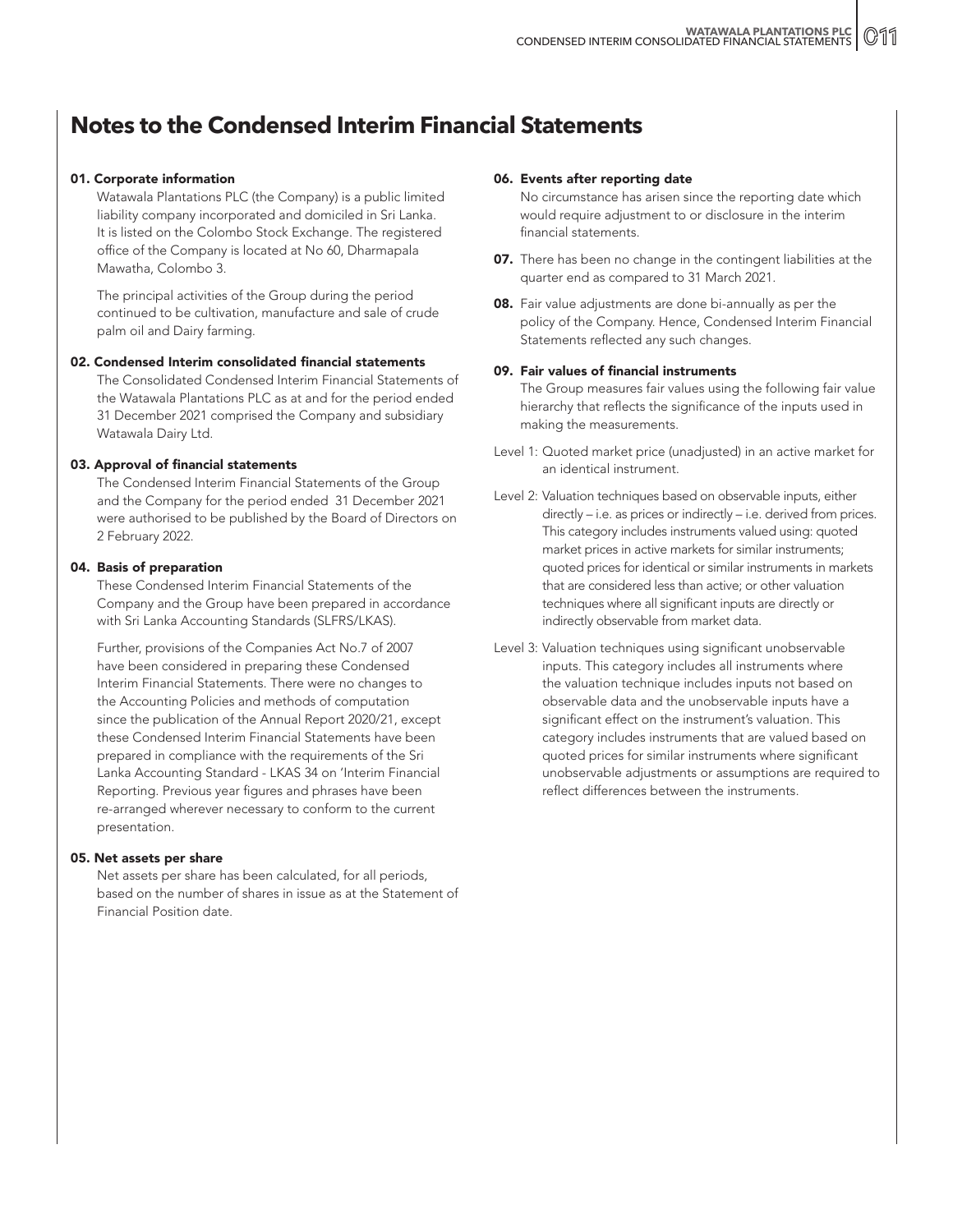# Notes to the Condensed Interim Financial Statements

**01. Corporate information**

Watawala Plantations PLC (the Company) is a public limited liability company incorporated and domiciled in Sri Lanka. It is listed on the Colombo Stock Exchange. The registered office of the Company is located at No 60, Dharmapala Mawatha, Colombo 3.

The principal activities of the Group during the period continued to be cultivation, manufacture and sale of crude palm oil and Dairy farming.

**02. Condensed Interim consolidated financial statements**

The Consolidated Condensed Interim Financial Statements of the Watawala Plantations PLC as at and for the period ended 31 December 2021 comprised the Company and subsidiary Watawala Dairy Ltd.

**03. Approval of financial statements**

The Condensed Interim Financial Statements of the Group and the Company for the period ended 31 December 2021 were authorised to be published by the Board of Directors on 2 February 2022.

**04. Basis of preparation**

These Condensed Interim Financial Statements of the Company and the Group have been prepared in accordance with Sri Lanka Accounting Standards (SLFRS/LKAS).

Further, provisions of the Companies Act No.7 of 2007 have been considered in preparing these Condensed Interim Financial Statements. There were no changes to the Accounting Policies and methods of computation since the publication of the Annual Report 2020/21, except these Condensed Interim Financial Statements have been prepared in compliance with the requirements of the Sri Lanka Accounting Standard - LKAS 34 on 'Interim Financial Reporting. Previous year figures and phrases have been re-arranged wherever necessary to conform to the current presentation.

**05. Net assets per share**

Net assets per share has been calculated, for all periods, based on the number of shares in issue as at the Statement of Financial Position date.

**06. Events after reporting date**

No circumstance has arisen since the reporting date which would require adjustment to or disclosure in the interim financial statements.

**07.** There has been no change in the contingent liabilities at the quarter end as compared to 31 March 2021.

**08.** Fair value adjustments are done bi-annually as per the policy of the Company. Hence, Condensed Interim Financial Statements reflected any such changes.

**09. Fair values of financial instruments**

The Group measures fair values using the following fair value hierarchy that reflects the significance of the inputs used in making the measurements.

Level 1: Quoted market price (unadjusted) in an active market for an identical instrument.

Level 2: Valuation techniques based on observable inputs, either directly – i.e. as prices or indirectly – i.e. derived from prices. This category includes instruments valued using: quoted market prices in active markets for similar instruments; quoted prices for identical or similar instruments in markets that are considered less than active; or other valuation techniques where all significant inputs are directly or indirectly observable from market data.

Level 3: Valuation techniques using significant unobservable inputs. This category includes all instruments where the valuation technique includes inputs not based on observable data and the unobservable inputs have a significant effect on the instrument's valuation. This category includes instruments that are valued based on quoted prices for similar instruments where significant unobservable adjustments or assumptions are required to reflect differences between the instruments.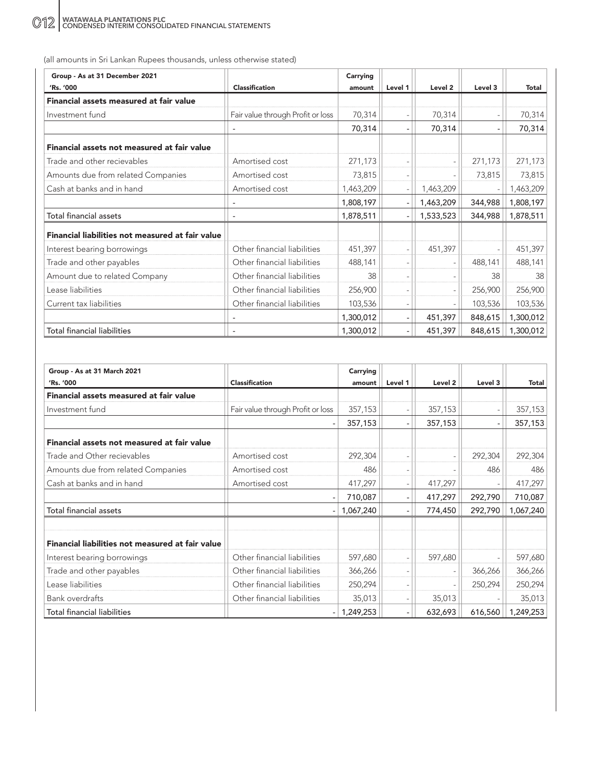(all amounts in Sri Lankan Rupees thousands, unless otherwise stated)

| Group - As at 31 December 2021<br>'Rs. '000 | Classification | Carrying amount | Level 1 | Level 2 | Level 3 | Total |
|---|---|---|---|---|---|---|
| **Financial assets measured at fair value** | | | | | | |
| Investment fund | Fair value through Profit or loss | 70,314 | - | 70,314 | - | 70,314 |
| | - | **70,314** | - | **70,314** | - | **70,314** |
| **Financial assets not measured at fair value** | | | | | | |
| Trade and other recievables | Amortised cost | 271,173 | - | - | 271,173 | 271,173 |
| Amounts due from related Companies | Amortised cost | 73,815 | - | - | 73,815 | 73,815 |
| Cash at banks and in hand | Amortised cost | 1,463,209 | - | 1,463,209 | - | 1,463,209 |
| | - | **1,808,197** | - | **1,463,209** | **344,988** | **1,808,197** |
| Total financial assets | - | **1,878,511** | - | **1,533,523** | **344,988** | **1,878,511** |
| **Financial liabilities not measured at fair value** | | | | | | |
| Interest bearing borrowings | Other financial liabilities | 451,397 | - | 451,397 | - | 451,397 |
| Trade and other payables | Other financial liabilities | 488,141 | - | - | 488,141 | 488,141 |
| Amount due to related Company | Other financial liabilities | 38 | - | - | 38 | 38 |
| Lease liabilities | Other financial liabilities | 256,900 | - | - | 256,900 | 256,900 |
| Current tax liabilities | Other financial liabilities | 103,536 | - | - | 103,536 | 103,536 |
| | - | **1,300,012** | - | **451,397** | **848,615** | **1,300,012** |
| Total financial liabilities | - | **1,300,012** | - | **451,397** | **848,615** | **1,300,012** |

| Group - As at 31 March 2021<br>'Rs. '000 | Classification | Carrying amount | Level 1 | Level 2 | Level 3 | Total |
|---|---|---|---|---|---|---|
| **Financial assets measured at fair value** | | | | | | |
| Investment fund | Fair value through Profit or loss | 357,153 | - | 357,153 | - | 357,153 |
| | - | **357,153** | - | **357,153** | - | **357,153** |
| **Financial assets not measured at fair value** | | | | | | |
| Trade and Other recievables | Amortised cost | 292,304 | - | - | 292,304 | 292,304 |
| Amounts due from related Companies | Amortised cost | 486 | - | - | 486 | 486 |
| Cash at banks and in hand | Amortised cost | 417,297 | - | 417,297 | - | 417,297 |
| | - | **710,087** | - | **417,297** | **292,790** | **710,087** |
| Total financial assets | - | **1,067,240** | - | **774,450** | **292,790** | **1,067,240** |
| **Financial liabilities not measured at fair value** | | | | | | |
| Interest bearing borrowings | Other financial liabilities | 597,680 | - | 597,680 | - | 597,680 |
| Trade and other payables | Other financial liabilities | 366,266 | - | - | 366,266 | 366,266 |
| Lease liabilities | Other financial liabilities | 250,294 | - | - | 250,294 | 250,294 |
| Bank overdrafts | Other financial liabilities | 35,013 | - | 35,013 | - | 35,013 |
| Total financial liabilities | - | **1,249,253** | - | **632,693** | **616,560** | **1,249,253** |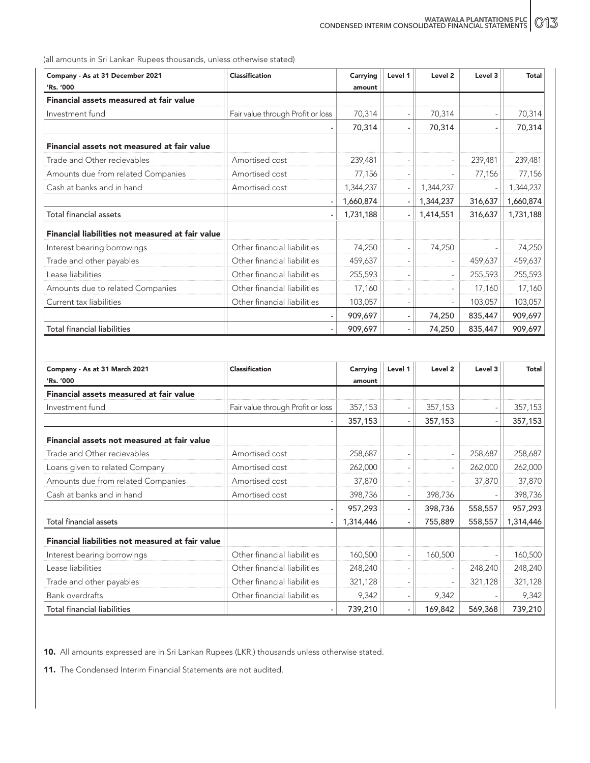(all amounts in Sri Lankan Rupees thousands, unless otherwise stated)

| Company - As at 31 December 2021 'Rs. '000 | Classification | Carrying amount | Level 1 | Level 2 | Level 3 | Total |
|---|---|---|---|---|---|---|
| **Financial assets measured at fair value** | | | | | | |
| Investment fund | Fair value through Profit or loss | 70,314 | - | 70,314 | - | 70,314 |
| | - | **70,314** | - | **70,314** | - | **70,314** |
| **Financial assets not measured at fair value** | | | | | | |
| Trade and Other recievables | Amortised cost | 239,481 | - | - | 239,481 | 239,481 |
| Amounts due from related Companies | Amortised cost | 77,156 | - | - | 77,156 | 77,156 |
| Cash at banks and in hand | Amortised cost | 1,344,237 | - | 1,344,237 | - | 1,344,237 |
| | - | **1,660,874** | - | **1,344,237** | **316,637** | **1,660,874** |
| Total financial assets | - | **1,731,188** | - | **1,414,551** | **316,637** | **1,731,188** |
| **Financial liabilities not measured at fair value** | | | | | | |
| Interest bearing borrowings | Other financial liabilities | 74,250 | - | 74,250 | - | 74,250 |
| Trade and other payables | Other financial liabilities | 459,637 | - | - | 459,637 | 459,637 |
| Lease liabilities | Other financial liabilities | 255,593 | - | - | 255,593 | 255,593 |
| Amounts due to related Companies | Other financial liabilities | 17,160 | - | - | 17,160 | 17,160 |
| Current tax liabilities | Other financial liabilities | 103,057 | - | - | 103,057 | 103,057 |
| | - | **909,697** | - | **74,250** | **835,447** | **909,697** |
| Total financial liabilities | - | **909,697** | - | **74,250** | **835,447** | **909,697** |

| Company - As at 31 March 2021 'Rs. '000 | Classification | Carrying amount | Level 1 | Level 2 | Level 3 | Total |
|---|---|---|---|---|---|---|
| **Financial assets measured at fair value** | | | | | | |
| Investment fund | Fair value through Profit or loss | 357,153 | - | 357,153 | - | 357,153 |
| | - | **357,153** | - | **357,153** | - | **357,153** |
| **Financial assets not measured at fair value** | | | | | | |
| Trade and Other recievables | Amortised cost | 258,687 | - | - | 258,687 | 258,687 |
| Loans given to related Company | Amortised cost | 262,000 | - | - | 262,000 | 262,000 |
| Amounts due from related Companies | Amortised cost | 37,870 | - | - | 37,870 | 37,870 |
| Cash at banks and in hand | Amortised cost | 398,736 | - | 398,736 | - | 398,736 |
| | - | **957,293** | - | **398,736** | **558,557** | **957,293** |
| Total financial assets | - | **1,314,446** | - | **755,889** | **558,557** | **1,314,446** |
| **Financial liabilities not measured at fair value** | | | | | | |
| Interest bearing borrowings | Other financial liabilities | 160,500 | - | 160,500 | - | 160,500 |
| Lease liabilities | Other financial liabilities | 248,240 | - | - | 248,240 | 248,240 |
| Trade and other payables | Other financial liabilities | 321,128 | - | - | 321,128 | 321,128 |
| Bank overdrafts | Other financial liabilities | 9,342 | - | 9,342 | - | 9,342 |
| Total financial liabilities | - | **739,210** | - | **169,842** | **569,368** | **739,210** |

**10.** All amounts expressed are in Sri Lankan Rupees (LKR.) thousands unless otherwise stated.

**11.** The Condensed Interim Financial Statements are not audited.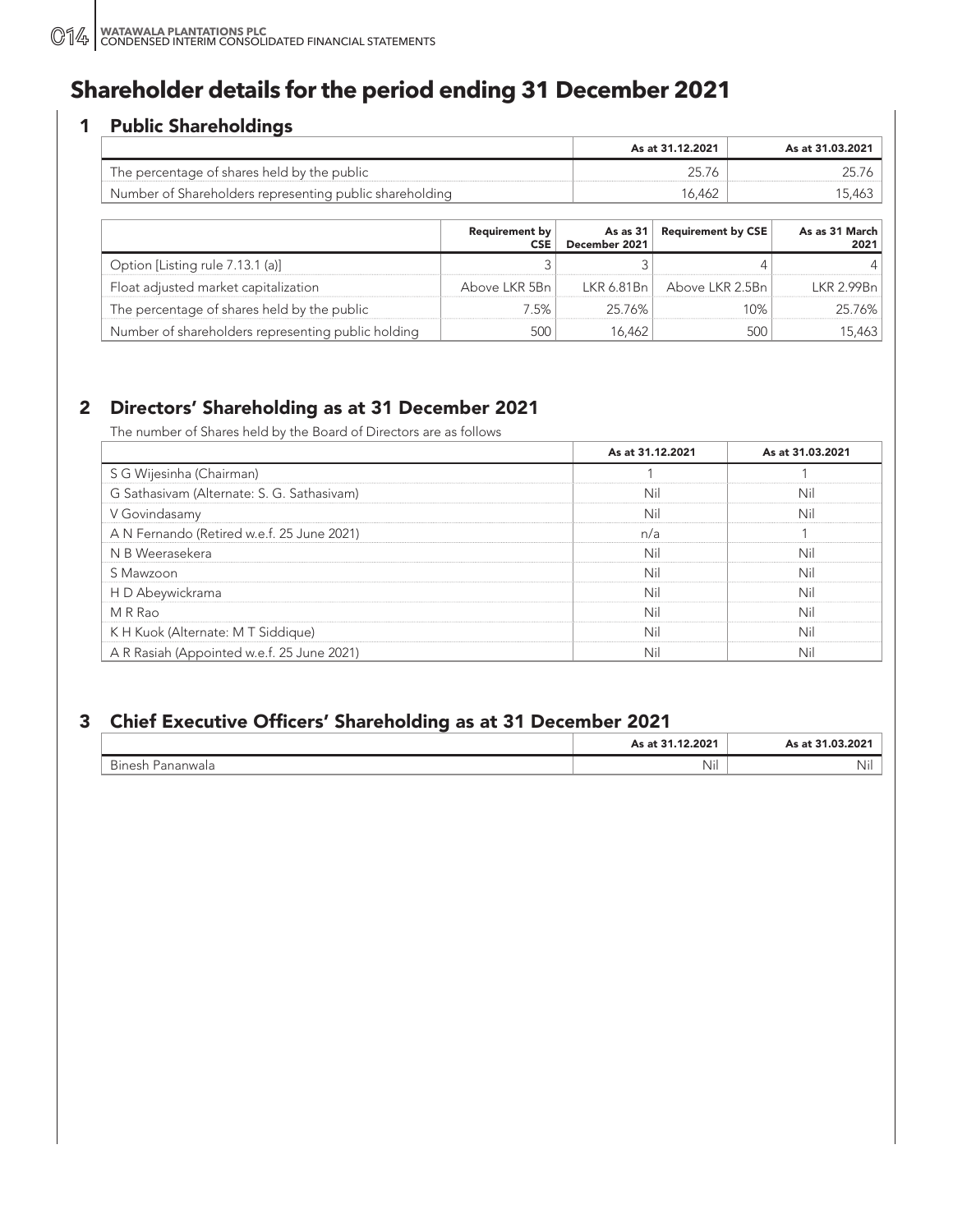# Shareholder details for the period ending 31 December 2021

## 1 Public Shareholdings

| | As at 31.12.2021 | As at 31.03.2021 |
|---|---|---|
| The percentage of shares held by the public | 25.76 | 25.76 |
| Number of Shareholders representing public shareholding | 16,462 | 15,463 |

| | Requirement by CSE | As as 31 December 2021 | Requirement by CSE | As as 31 March 2021 |
|---|---|---|---|---|
| Option [Listing rule 7.13.1 (a)] | 3 | 3 | 4 | 4 |
| Float adjusted market capitalization | Above LKR 5Bn | LKR 6.81Bn | Above LKR 2.5Bn | LKR 2.99Bn |
| The percentage of shares held by the public | 7.5% | 25.76% | 10% | 25.76% |
| Number of shareholders representing public holding | 500 | 16,462 | 500 | 15,463 |

## 2 Directors' Shareholding as at 31 December 2021

The number of Shares held by the Board of Directors are as follows

| | As at 31.12.2021 | As at 31.03.2021 |
|---|---|---|
| S G Wijesinha (Chairman) | 1 | 1 |
| G Sathasivam (Alternate: S. G. Sathasivam) | Nil | Nil |
| V Govindasamy | Nil | Nil |
| A N Fernando (Retired w.e.f. 25 June 2021) | n/a | 1 |
| N B Weerasekera | Nil | Nil |
| S Mawzoon | Nil | Nil |
| H D Abeywickrama | Nil | Nil |
| M R Rao | Nil | Nil |
| K H Kuok (Alternate: M T Siddique) | Nil | Nil |
| A R Rasiah (Appointed w.e.f. 25 June 2021) | Nil | Nil |

## 3 Chief Executive Officers' Shareholding as at 31 December 2021

| | As at 31.12.2021 | As at 31.03.2021 |
|---|---|---|
| Binesh Pananwala | Nil | Nil |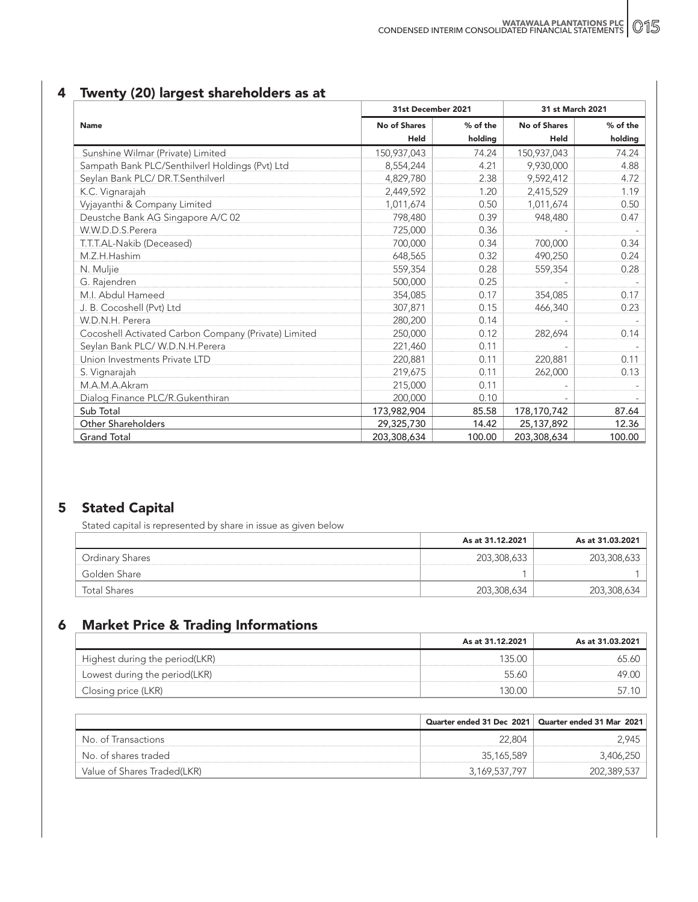## 4 Twenty (20) largest shareholders as at

| Name | 31st December 2021 | | 31 st March 2021 | |
|---|---|---|---|---|
| | No of Shares Held | % of the holding | No of Shares Held | % of the holding |
| Sunshine Wilmar (Private) Limited | 150,937,043 | 74.24 | 150,937,043 | 74.24 |
| Sampath Bank PLC/Senthilverl Holdings (Pvt) Ltd | 8,554,244 | 4.21 | 9,930,000 | 4.88 |
| Seylan Bank PLC/ DR.T.Senthilverl | 4,829,780 | 2.38 | 9,592,412 | 4.72 |
| K.C. Vignarajah | 2,449,592 | 1.20 | 2,415,529 | 1.19 |
| Vyjayanthi & Company Limited | 1,011,674 | 0.50 | 1,011,674 | 0.50 |
| Deustche Bank AG Singapore A/C 02 | 798,480 | 0.39 | 948,480 | 0.47 |
| W.W.D.D.S.Perera | 725,000 | 0.36 | - | - |
| T.T.T.AL-Nakib (Deceased) | 700,000 | 0.34 | 700,000 | 0.34 |
| M.Z.H.Hashim | 648,565 | 0.32 | 490,250 | 0.24 |
| N. Muljie | 559,354 | 0.28 | 559,354 | 0.28 |
| G. Rajendren | 500,000 | 0.25 | - | - |
| M.I. Abdul Hameed | 354,085 | 0.17 | 354,085 | 0.17 |
| J. B. Cocoshell (Pvt) Ltd | 307,871 | 0.15 | 466,340 | 0.23 |
| W.D.N.H. Perera | 280,200 | 0.14 | - | - |
| Cocoshell Activated Carbon Company (Private) Limited | 250,000 | 0.12 | 282,694 | 0.14 |
| Seylan Bank PLC/ W.D.N.H.Perera | 221,460 | 0.11 | - | - |
| Union Investments Private LTD | 220,881 | 0.11 | 220,881 | 0.11 |
| S. Vignarajah | 219,675 | 0.11 | 262,000 | 0.13 |
| M.A.M.A.Akram | 215,000 | 0.11 | - | - |
| Dialog Finance PLC/R.Gukenthiran | 200,000 | 0.10 | - | - |
| Sub Total | 173,982,904 | 85.58 | 178,170,742 | 87.64 |
| Other Shareholders | 29,325,730 | 14.42 | 25,137,892 | 12.36 |
| Grand Total | 203,308,634 | 100.00 | 203,308,634 | 100.00 |

## 5 Stated Capital

Stated capital is represented by share in issue as given below

| | As at 31.12.2021 | As at 31.03.2021 |
|---|---|---|
| Ordinary Shares | 203,308,633 | 203,308,633 |
| Golden Share | 1 | 1 |
| Total Shares | 203,308,634 | 203,308,634 |

## 6 Market Price & Trading Informations

| | As at 31.12.2021 | As at 31.03.2021 |
|---|---|---|
| Highest during the period(LKR) | 135.00 | 65.60 |
| Lowest during the period(LKR) | 55.60 | 49.00 |
| Closing price (LKR) | 130.00 | 57.10 |

| | Quarter ended 31 Dec 2021 | Quarter ended 31 Mar 2021 |
|---|---|---|
| No. of Transactions | 22,804 | 2,945 |
| No. of shares traded | 35,165,589 | 3,406,250 |
| Value of Shares Traded(LKR) | 3,169,537,797 | 202,389,537 |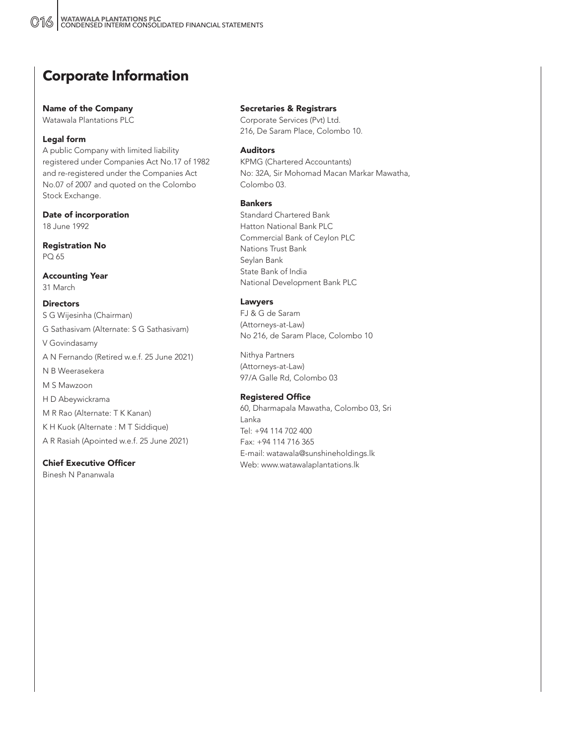# Corporate Information

**Name of the Company**
Watawala Plantations PLC

**Legal form**
A public Company with limited liability registered under Companies Act No.17 of 1982 and re-registered under the Companies Act No.07 of 2007 and quoted on the Colombo Stock Exchange.

**Date of incorporation**
18 June 1992

**Registration No**
PQ 65

**Accounting Year**
31 March

**Directors**
S G Wijesinha (Chairman)
G Sathasivam (Alternate: S G Sathasivam)
V Govindasamy
A N Fernando (Retired w.e.f. 25 June 2021)
N B Weerasekera
M S Mawzoon
H D Abeywickrama
M R Rao (Alternate: T K Kanan)
K H Kuok (Alternate : M T Siddique)
A R Rasiah (Apointed w.e.f. 25 June 2021)

**Chief Executive Officer**
Binesh N Pananwala

**Secretaries & Registrars**
Corporate Services (Pvt) Ltd.
216, De Saram Place, Colombo 10.

**Auditors**
KPMG (Chartered Accountants)
No: 32A, Sir Mohomad Macan Markar Mawatha, Colombo 03.

**Bankers**
Standard Chartered Bank
Hatton National Bank PLC
Commercial Bank of Ceylon PLC
Nations Trust Bank
Seylan Bank
State Bank of India
National Development Bank PLC

**Lawyers**
FJ & G de Saram
(Attorneys-at-Law)
No 216, de Saram Place, Colombo 10

Nithya Partners
(Attorneys-at-Law)
97/A Galle Rd, Colombo 03

**Registered Office**
60, Dharmapala Mawatha, Colombo 03, Sri Lanka
Tel: +94 114 702 400
Fax: +94 114 716 365
E-mail: watawala@sunshineholdings.lk
Web: www.watawalaplantations.lk